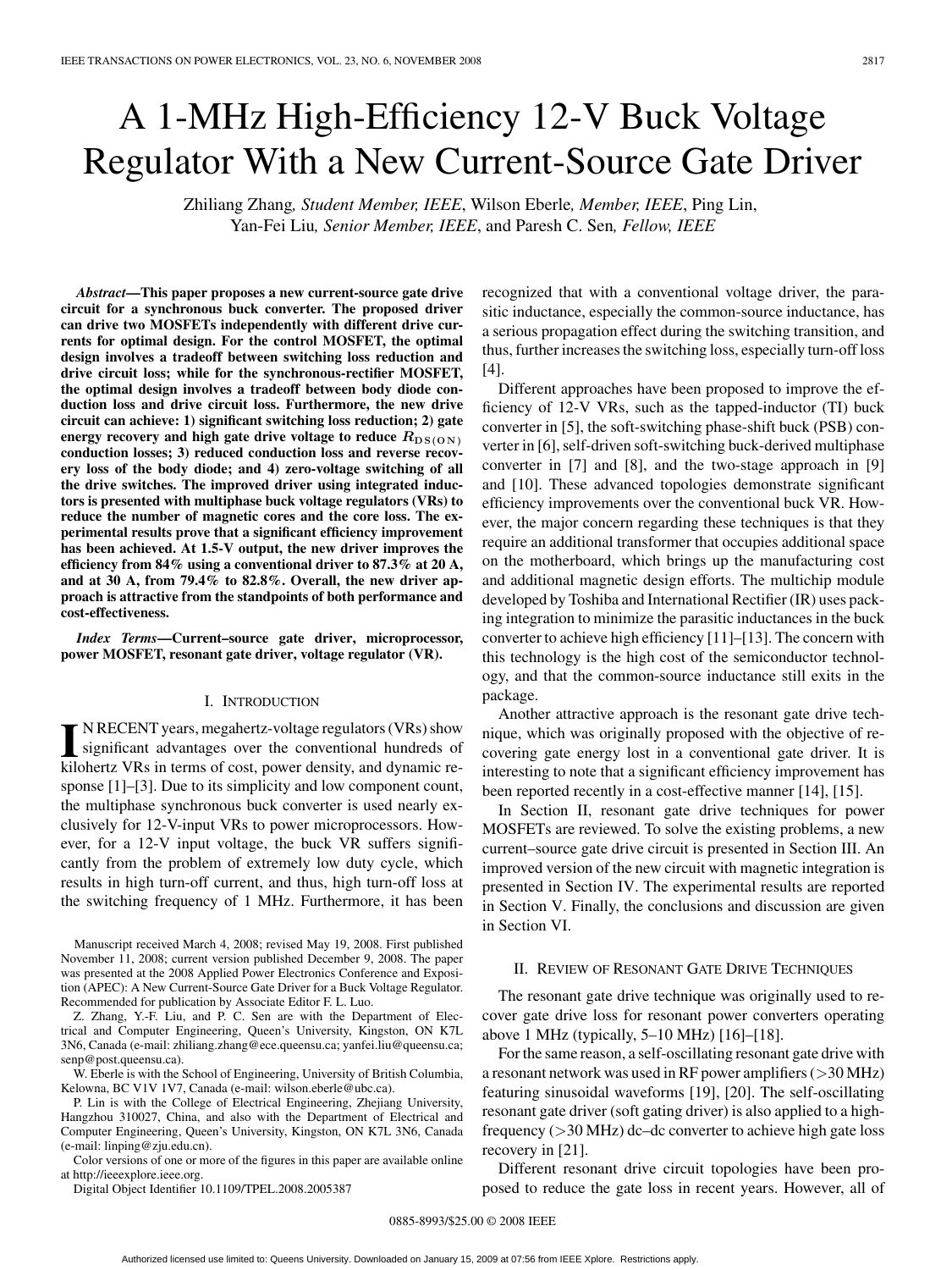# A 1-MHz High-Efficiency 12-V Buck Voltage Regulator With a New Current-Source Gate Driver

Zhiliang Zhang, *Student Member, IEEE*, Wilson Eberle, *Member, IEEE*, Ping Lin, Yan-Fei Liu, *Senior Member, IEEE*, and Paresh C. Sen, *Fellow, IEEE*

***Abstract*—This paper proposes a new current-source gate drive circuit for a synchronous buck converter. The proposed driver can drive two MOSFETs independently with different drive currents for optimal design. For the control MOSFET, the optimal design involves a tradeoff between switching loss reduction and drive circuit loss; while for the synchronous-rectifier MOSFET, the optimal design involves a tradeoff between body diode conduction loss and drive circuit loss. Furthermore, the new drive circuit can achieve: 1) significant switching loss reduction; 2) gate energy recovery and high gate drive voltage to reduce $R_{DS(ON)}$ conduction losses; 3) reduced conduction loss and reverse recovery loss of the body diode; and 4) zero-voltage switching of all the drive switches. The improved driver using integrated inductors is presented with multiphase buck voltage regulators (VRs) to reduce the number of magnetic cores and the core loss. The experimental results prove that a significant efficiency improvement has been achieved. At 1.5-V output, the new driver improves the efficiency from 84% using a conventional driver to 87.3% at 20 A, and at 30 A, from 79.4% to 82.8%. Overall, the new driver approach is attractive from the standpoints of both performance and cost-effectiveness.**

***Index Terms*—Current–source gate driver, microprocessor, power MOSFET, resonant gate driver, voltage regulator (VR).**

## I. Introduction

In RECENT years, megahertz-voltage regulators (VRs) show significant advantages over the conventional hundreds of kilohertz VRs in terms of cost, power density, and dynamic response [1]–[3]. Due to its simplicity and low component count, the multiphase synchronous buck converter is used nearly exclusively for 12-V-input VRs to power microprocessors. However, for a 12-V input voltage, the buck VR suffers significantly from the problem of extremely low duty cycle, which results in high turn-off current, and thus, high turn-off loss at the switching frequency of 1 MHz. Furthermore, it has been recognized that with a conventional voltage driver, the parasitic inductance, especially the common-source inductance, has a serious propagation effect during the switching transition, and thus, further increases the switching loss, especially turn-off loss [4].

Different approaches have been proposed to improve the efficiency of 12-V VRs, such as the tapped-inductor (TI) buck converter in [5], the soft-switching phase-shift buck (PSB) converter in [6], self-driven soft-switching buck-derived multiphase converter in [7] and [8], and the two-stage approach in [9] and [10]. These advanced topologies demonstrate significant efficiency improvements over the conventional buck VR. However, the major concern regarding these techniques is that they require an additional transformer that occupies additional space on the motherboard, which brings up the manufacturing cost and additional magnetic design efforts. The multichip module developed by Toshiba and International Rectifier (IR) uses packing integration to minimize the parasitic inductances in the buck converter to achieve high efficiency [11]–[13]. The concern with this technology is the high cost of the semiconductor technology, and that the common-source inductance still exits in the package.

Another attractive approach is the resonant gate drive technique, which was originally proposed with the objective of recovering gate energy lost in a conventional gate driver. It is interesting to note that a significant efficiency improvement has been reported recently in a cost-effective manner [14], [15].

In Section II, resonant gate drive techniques for power MOSFETs are reviewed. To solve the existing problems, a new current–source gate drive circuit is presented in Section III. An improved version of the new circuit with magnetic integration is presented in Section IV. The experimental results are reported in Section V. Finally, the conclusions and discussion are given in Section VI.

## II. Review of Resonant Gate Drive Techniques

The resonant gate drive technique was originally used to recover gate drive loss for resonant power converters operating above 1 MHz (typically, 5–10 MHz) [16]–[18].

For the same reason, a self-oscillating resonant gate drive with a resonant network was used in RF power amplifiers (>30 MHz) featuring sinusoidal waveforms [19], [20]. The self-oscillating resonant gate driver (soft gating driver) is also applied to a high-frequency (>30 MHz) dc–dc converter to achieve high gate loss recovery in [21].

Different resonant drive circuit topologies have been proposed to reduce the gate loss in recent years. However, all of

Manuscript received March 4, 2008; revised May 19, 2008. First published November 11, 2008; current version published December 9, 2008. The paper was presented at the 2008 Applied Power Electronics Conference and Exposition (APEC): A New Current-Source Gate Driver for a Buck Voltage Regulator. Recommended for publication by Associate Editor F. L. Luo.

Z. Zhang, Y.-F. Liu, and P. C. Sen are with the Department of Electrical and Computer Engineering, Queen's University, Kingston, ON K7L 3N6, Canada (e-mail: zhiliang.zhang@ece.queensu.ca; yanfei.liu@queensu.ca; senp@post.queensu.ca).

W. Eberle is with the School of Engineering, University of British Columbia, Kelowna, BC V1V 1V7, Canada (e-mail: wilson.eberle@ubc.ca).

P. Lin is with the College of Electrical Engineering, Zhejiang University, Hangzhou 310027, China, and also with the Department of Electrical and Computer Engineering, Queen's University, Kingston, ON K7L 3N6, Canada (e-mail: linping@zju.edu.cn).

Color versions of one or more of the figures in this paper are available online at http://ieeexplore.ieee.org.

Digital Object Identifier 10.1109/TPEL.2008.2005387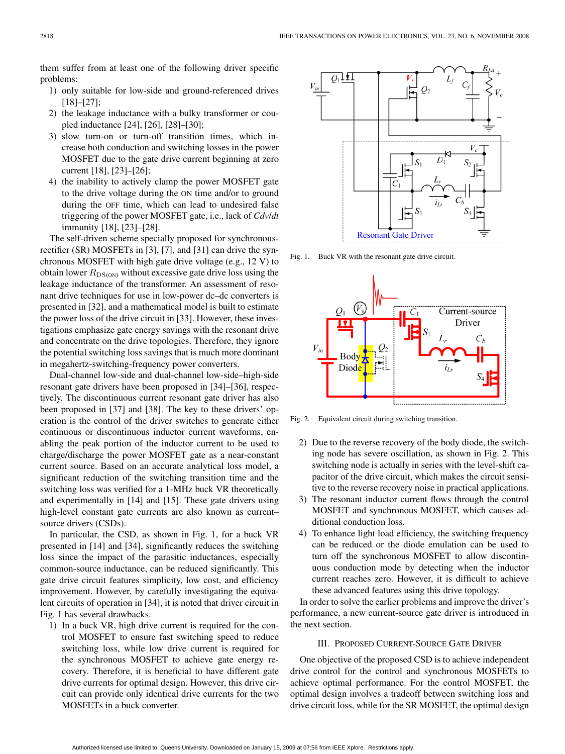them suffer from at least one of the following driver specific problems:

1) only suitable for low-side and ground-referenced drives [18]–[27];
2) the leakage inductance with a bulky transformer or coupled inductance [24], [26], [28]–[30];
3) slow turn-on or turn-off transition times, which increase both conduction and switching losses in the power MOSFET due to the gate drive current beginning at zero current [18], [23]–[26];
4) the inability to actively clamp the power MOSFET gate to the drive voltage during the ON time and/or to ground during the OFF time, which can lead to undesired false triggering of the power MOSFET gate, i.e., lack of *Cdv/dt* immunity [18], [23]–[28].

The self-driven scheme specially proposed for synchronous-rectifier (SR) MOSFETs in [3], [7], and [31] can drive the synchronous MOSFET with high gate drive voltage (e.g., 12 V) to obtain lower $R_{DS(ON)}$ without excessive gate drive loss using the leakage inductance of the transformer. An assessment of resonant drive techniques for use in low-power dc–dc converters is presented in [32], and a mathematical model is built to estimate the power loss of the drive circuit in [33]. However, these investigations emphasize gate energy savings with the resonant drive and concentrate on the drive topologies. Therefore, they ignore the potential switching loss savings that is much more dominant in megahertz-switching-frequency power converters.

Dual-channel low-side and dual-channel low-side–high-side resonant gate drivers have been proposed in [34]–[36], respectively. The discontinuous current resonant gate driver has also been proposed in [37] and [38]. The key to these drivers' operation is the control of the driver switches to generate either continuous or discontinuous inductor current waveforms, enabling the peak portion of the inductor current to be used to charge/discharge the power MOSFET gate as a near-constant current source. Based on an accurate analytical loss model, a significant reduction of the switching transition time and the switching loss was verified for a 1-MHz buck VR theoretically and experimentally in [14] and [15]. These gate drivers using high-level constant gate currents are also known as current–source drivers (CSDs).

In particular, the CSD, as shown in Fig. 1, for a buck VR presented in [14] and [34], significantly reduces the switching loss since the impact of the parasitic inductances, especially common-source inductance, can be reduced significantly. This gate drive circuit features simplicity, low cost, and efficiency improvement. However, by carefully investigating the equivalent circuits of operation in [34], it is noted that driver circuit in Fig. 1 has several drawbacks.

1) In a buck VR, high drive current is required for the control MOSFET to ensure fast switching speed to reduce switching loss, while low drive current is required for the synchronous MOSFET to achieve gate energy recovery. Therefore, it is beneficial to have different gate drive currents for optimal design. However, this drive circuit can provide only identical drive currents for the two MOSFETs in a buck converter.

Fig. 1. Buck VR with the resonant gate drive circuit.

Fig. 2. Equivalent circuit during switching transition.

2) Due to the reverse recovery of the body diode, the switching node has severe oscillation, as shown in Fig. 2. This switching node is actually in series with the level-shift capacitor of the drive circuit, which makes the circuit sensitive to the reverse recovery noise in practical applications.
3) The resonant inductor current flows through the control MOSFET and synchronous MOSFET, which causes additional conduction loss.
4) To enhance light load efficiency, the switching frequency can be reduced or the diode emulation can be used to turn off the synchronous MOSFET to allow discontinuous conduction mode by detecting when the inductor current reaches zero. However, it is difficult to achieve these advanced features using this drive topology.

In order to solve the earlier problems and improve the driver's performance, a new current-source gate driver is introduced in the next section.

## III. Proposed Current-Source Gate Driver

One objective of the proposed CSD is to achieve independent drive control for the control and synchronous MOSFETs to achieve optimal performance. For the control MOSFET, the optimal design involves a tradeoff between switching loss and drive circuit loss, while for the SR MOSFET, the optimal design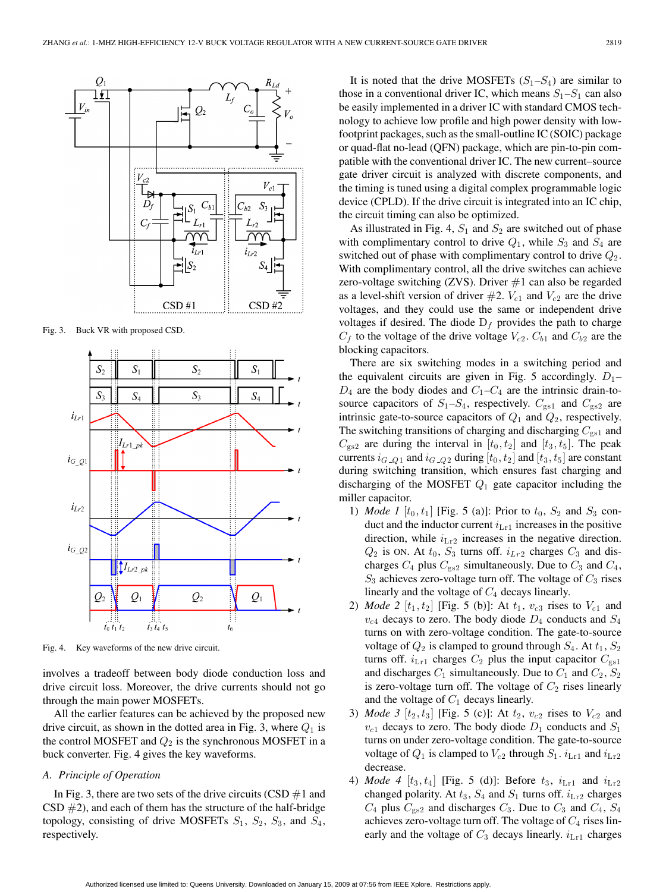Fig. 3. Buck VR with proposed CSD.

Fig. 4. Key waveforms of the new drive circuit.

involves a tradeoff between body diode conduction loss and drive circuit loss. Moreover, the drive currents should not go through the main power MOSFETs.

All the earlier features can be achieved by the proposed new drive circuit, as shown in the dotted area in Fig. 3, where $Q_1$ is the control MOSFET and $Q_2$ is the synchronous MOSFET in a buck converter. Fig. 4 gives the key waveforms.

### *A. Principle of Operation*

In Fig. 3, there are two sets of the drive circuits (CSD #1 and CSD #2), and each of them has the structure of the half-bridge topology, consisting of drive MOSFETs $S_1$, $S_2$, $S_3$, and $S_4$, respectively.

It is noted that the drive MOSFETs ($S_1$–$S_4$) are similar to those in a conventional driver IC, which means $S_1$–$S_1$ can also be easily implemented in a driver IC with standard CMOS technology to achieve low profile and high power density with low-footprint packages, such as the small-outline IC (SOIC) package or quad-flat no-lead (QFN) package, which are pin-to-pin compatible with the conventional driver IC. The new current–source gate driver circuit is analyzed with discrete components, and the timing is tuned using a digital complex programmable logic device (CPLD). If the drive circuit is integrated into an IC chip, the circuit timing can also be optimized.

As illustrated in Fig. 4, $S_1$ and $S_2$ are switched out of phase with complimentary control to drive $Q_1$, while $S_3$ and $S_4$ are switched out of phase with complimentary control to drive $Q_2$. With complimentary control, all the drive switches can achieve zero-voltage switching (ZVS). Driver #1 can also be regarded as a level-shift version of driver #2. $V_{c1}$ and $V_{c2}$ are the drive voltages, and they could use the same or independent drive voltages if desired. The diode $D_f$ provides the path to charge $C_f$ to the voltage of the drive voltage $V_{c2}$. $C_{b1}$ and $C_{b2}$ are the blocking capacitors.

There are six switching modes in a switching period and the equivalent circuits are given in Fig. 5 accordingly. $D_1$–$D_4$ are the body diodes and $C_1$–$C_4$ are the intrinsic drain-to-source capacitors of $S_1$–$S_4$, respectively. $C_{\rm gs1}$ and $C_{\rm gs2}$ are intrinsic gate-to-source capacitors of $Q_1$ and $Q_2$, respectively. The switching transitions of charging and discharging $C_{\rm gs1}$ and $C_{\rm gs2}$ are during the interval in $[t_0, t_2]$ and $[t_3, t_5]$. The peak currents $i_{G\_Q1}$ and $i_{G\_Q2}$ during $[t_0, t_2]$ and $[t_3, t_5]$ are constant during switching transition, which ensures fast charging and discharging of the MOSFET $Q_1$ gate capacitor including the miller capacitor.

1) *Mode 1* $[t_0, t_1]$ [Fig. 5 (a)]: Prior to $t_0$, $S_2$ and $S_3$ conduct and the inductor current $i_{\rm Lr1}$ increases in the positive direction, while $i_{\rm Lr2}$ increases in the negative direction. $Q_2$ is ON. At $t_0$, $S_3$ turns off. $i_{Lr2}$ charges $C_3$ and discharges $C_4$ plus $C_{\rm gs2}$ simultaneously. Due to $C_3$ and $C_4$, $S_3$ achieves zero-voltage turn off. The voltage of $C_3$ rises linearly and the voltage of $C_4$ decays linearly.

2) *Mode 2* $[t_1, t_2]$ [Fig. 5 (b)]: At $t_1$, $v_{c3}$ rises to $V_{c1}$ and $v_{c4}$ decays to zero. The body diode $D_4$ conducts and $S_4$ turns on with zero-voltage condition. The gate-to-source voltage of $Q_2$ is clamped to ground through $S_4$. At $t_1$, $S_2$ turns off. $i_{\rm Lr1}$ charges $C_2$ plus the input capacitor $C_{\rm gs1}$ and discharges $C_1$ simultaneously. Due to $C_1$ and $C_2$, $S_2$ is zero-voltage turn off. The voltage of $C_2$ rises linearly and the voltage of $C_1$ decays linearly.

3) *Mode 3* $[t_2, t_3]$ [Fig. 5 (c)]: At $t_2$, $v_{c2}$ rises to $V_{c2}$ and $v_{c1}$ decays to zero. The body diode $D_1$ conducts and $S_1$ turns on under zero-voltage condition. The gate-to-source voltage of $Q_1$ is clamped to $V_{c2}$ through $S_1$. $i_{\rm Lr1}$ and $i_{\rm Lr2}$ decrease.

4) *Mode 4* $[t_3, t_4]$ [Fig. 5 (d)]: Before $t_3$, $i_{\rm Lr1}$ and $i_{\rm Lr2}$ changed polarity. At $t_3$, $S_4$ and $S_1$ turns off. $i_{\rm Lr2}$ charges $C_4$ plus $C_{\rm gs2}$ and discharges $C_3$. Due to $C_3$ and $C_4$, $S_4$ achieves zero-voltage turn off. The voltage of $C_4$ rises linearly and the voltage of $C_3$ decays linearly. $i_{\rm Lr1}$ charges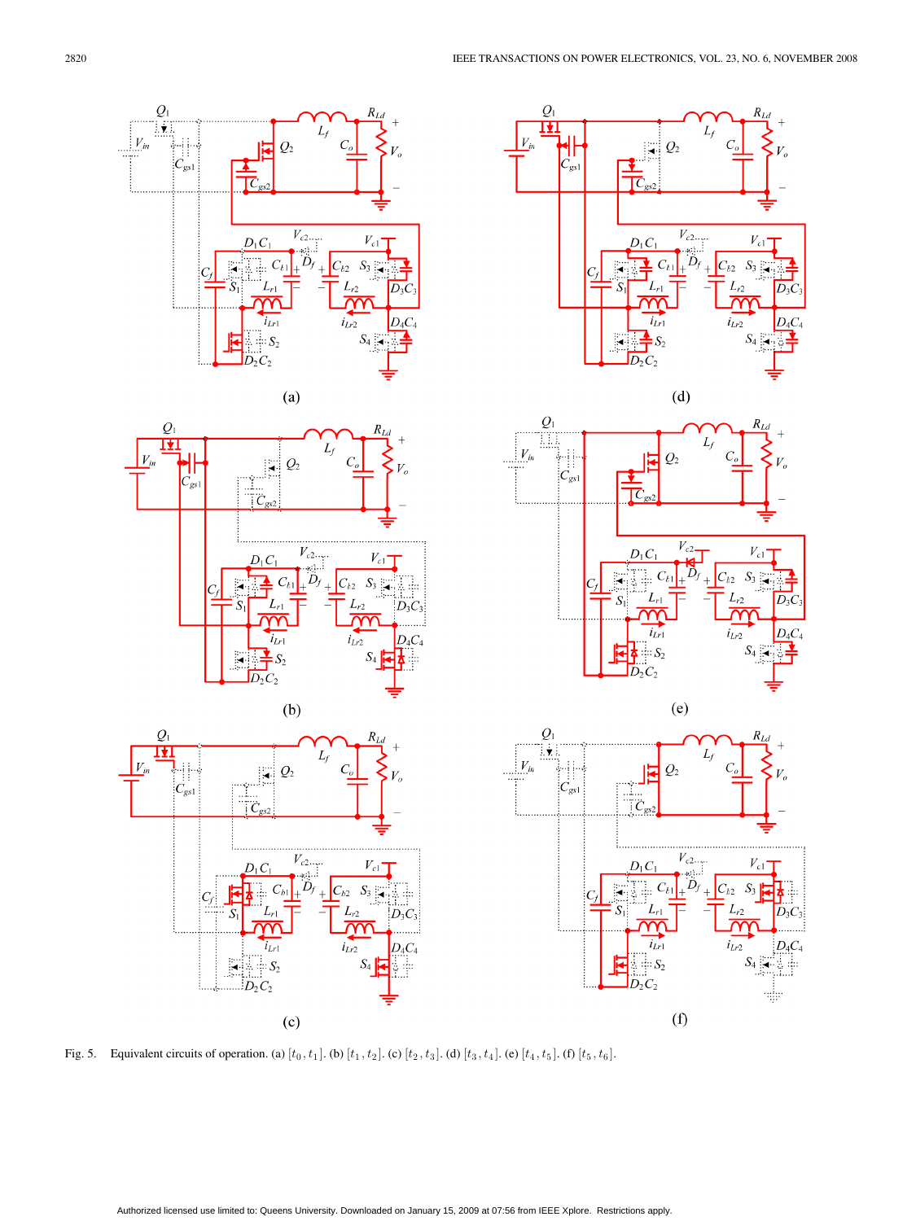Fig. 5. Equivalent circuits of operation. (a) $[t_0, t_1]$. (b) $[t_1, t_2]$. (c) $[t_2, t_3]$. (d) $[t_3, t_4]$. (e) $[t_4, t_5]$. (f) $[t_5, t_6]$.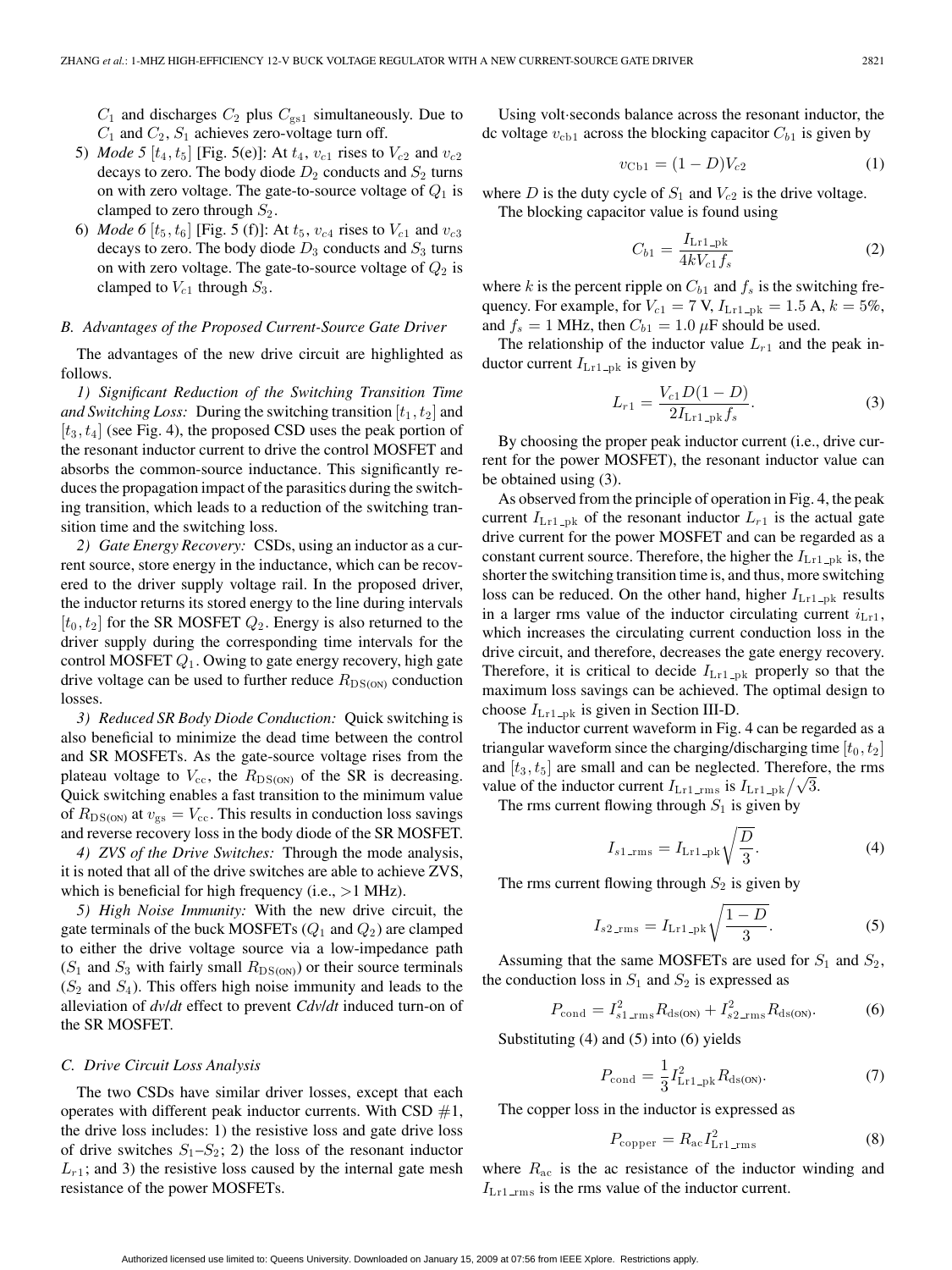$C_1$ and discharges $C_2$ plus $C_{\rm gs1}$ simultaneously. Due to $C_1$ and $C_2$, $S_1$ achieves zero-voltage turn off.

5) *Mode 5* $[t_4, t_5]$ [Fig. 5(e)]: At $t_4$, $v_{c1}$ rises to $V_{c2}$ and $v_{c2}$ decays to zero. The body diode $D_2$ conducts and $S_2$ turns on with zero voltage. The gate-to-source voltage of $Q_1$ is clamped to zero through $S_2$.

6) *Mode 6* $[t_5, t_6]$ [Fig. 5 (f)]: At $t_5$, $v_{c4}$ rises to $V_{c1}$ and $v_{c3}$ decays to zero. The body diode $D_3$ conducts and $S_3$ turns on with zero voltage. The gate-to-source voltage of $Q_2$ is clamped to $V_{c1}$ through $S_3$.

### *B. Advantages of the Proposed Current-Source Gate Driver*

The advantages of the new drive circuit are highlighted as follows.

*1) Significant Reduction of the Switching Transition Time and Switching Loss:* During the switching transition $[t_1, t_2]$ and $[t_3, t_4]$ (see Fig. 4), the proposed CSD uses the peak portion of the resonant inductor current to drive the control MOSFET and absorbs the common-source inductance. This significantly reduces the propagation impact of the parasitics during the switching transition, which leads to a reduction of the switching transition time and the switching loss.

*2) Gate Energy Recovery:* CSDs, using an inductor as a current source, store energy in the inductance, which can be recovered to the driver supply voltage rail. In the proposed driver, the inductor returns its stored energy to the line during intervals $[t_0, t_2]$ for the SR MOSFET $Q_2$. Energy is also returned to the driver supply during the corresponding time intervals for the control MOSFET $Q_1$. Owing to gate energy recovery, high gate drive voltage can be used to further reduce $R_{\rm DS(ON)}$ conduction losses.

*3) Reduced SR Body Diode Conduction:* Quick switching is also beneficial to minimize the dead time between the control and SR MOSFETs. As the gate-source voltage rises from the plateau voltage to $V_{\rm cc}$, the $R_{\rm DS(ON)}$ of the SR is decreasing. Quick switching enables a fast transition to the minimum value of $R_{\rm DS(ON)}$ at $v_{\rm gs} = V_{\rm cc}$. This results in conduction loss savings and reverse recovery loss in the body diode of the SR MOSFET.

*4) ZVS of the Drive Switches:* Through the mode analysis, it is noted that all of the drive switches are able to achieve ZVS, which is beneficial for high frequency (i.e., >1 MHz).

*5) High Noise Immunity:* With the new drive circuit, the gate terminals of the buck MOSFETs ($Q_1$ and $Q_2$) are clamped to either the drive voltage source via a low-impedance path ($S_1$ and $S_3$ with fairly small $R_{\rm DS(ON)}$) or their source terminals ($S_2$ and $S_4$). This offers high noise immunity and leads to the alleviation of *dv/dt* effect to prevent *Cdv/dt* induced turn-on of the SR MOSFET.

### *C. Drive Circuit Loss Analysis*

The two CSDs have similar driver losses, except that each operates with different peak inductor currents. With CSD #1, the drive loss includes: 1) the resistive loss and gate drive loss of drive switches $S_1$–$S_2$; 2) the loss of the resonant inductor $L_{r1}$; and 3) the resistive loss caused by the internal gate mesh resistance of the power MOSFETs.

Using volt·seconds balance across the resonant inductor, the dc voltage $v_{\rm cb1}$ across the blocking capacitor $C_{b1}$ is given by

$$v_{\rm Cb1} = (1 - D)V_{c2} \tag{1}$$

where $D$ is the duty cycle of $S_1$ and $V_{c2}$ is the drive voltage.

The blocking capacitor value is found using

$$C_{b1} = \frac{I_{\rm Lr1\_pk}}{4kV_{c1}f_s} \tag{2}$$

where $k$ is the percent ripple on $C_{b1}$ and $f_s$ is the switching frequency. For example, for $V_{c1} = 7$ V, $I_{\rm Lr1\_pk} = 1.5$ A, $k = 5\%$, and $f_s = 1$ MHz, then $C_{b1} = 1.0\ \mu$F should be used.

The relationship of the inductor value $L_{r1}$ and the peak inductor current $I_{\rm Lr1\_pk}$ is given by

$$L_{r1} = \frac{V_{c1}D(1 - D)}{2I_{\rm Lr1\_pk}f_s}. \tag{3}$$

By choosing the proper peak inductor current (i.e., drive current for the power MOSFET), the resonant inductor value can be obtained using (3).

As observed from the principle of operation in Fig. 4, the peak current $I_{\rm Lr1\_pk}$ of the resonant inductor $L_{r1}$ is the actual gate drive current for the power MOSFET and can be regarded as a constant current source. Therefore, the higher the $I_{\rm Lr1\_pk}$ is, the shorter the switching transition time is, and thus, more switching loss can be reduced. On the other hand, higher $I_{\rm Lr1\_pk}$ results in a larger rms value of the inductor circulating current $i_{\rm Lr1}$, which increases the circulating current conduction loss in the drive circuit, and therefore, decreases the gate energy recovery. Therefore, it is critical to decide $I_{\rm Lr1\_pk}$ properly so that the maximum loss savings can be achieved. The optimal design to choose $I_{\rm Lr1\_pk}$ is given in Section III-D.

The inductor current waveform in Fig. 4 can be regarded as a triangular waveform since the charging/discharging time $[t_0, t_2]$ and $[t_3, t_5]$ are small and can be neglected. Therefore, the rms value of the inductor current $I_{\rm Lr1\_rms}$ is $I_{\rm Lr1\_pk}/\sqrt{3}$.

The rms current flowing through $S_1$ is given by

$$I_{s1\_{\rm rms}} = I_{\rm Lr1\_pk}\sqrt{\frac{D}{3}}. \tag{4}$$

The rms current flowing through $S_2$ is given by

$$I_{s2\_{\rm rms}} = I_{\rm Lr1\_pk}\sqrt{\frac{1 - D}{3}}. \tag{5}$$

Assuming that the same MOSFETs are used for $S_1$ and $S_2$, the conduction loss in $S_1$ and $S_2$ is expressed as

$$P_{\rm cond} = I_{s1\_{\rm rms}}^2 R_{\rm ds(ON)} + I_{s2\_{\rm rms}}^2 R_{\rm ds(ON)}. \tag{6}$$

Substituting (4) and (5) into (6) yields

$$P_{\rm cond} = \frac{1}{3}I_{\rm Lr1\_pk}^2 R_{\rm ds(ON)}. \tag{7}$$

The copper loss in the inductor is expressed as

$$P_{\rm copper} = R_{\rm ac}I_{\rm Lr1\_rms}^2 \tag{8}$$

where $R_{\rm ac}$ is the ac resistance of the inductor winding and $I_{\rm Lr1\_rms}$ is the rms value of the inductor current.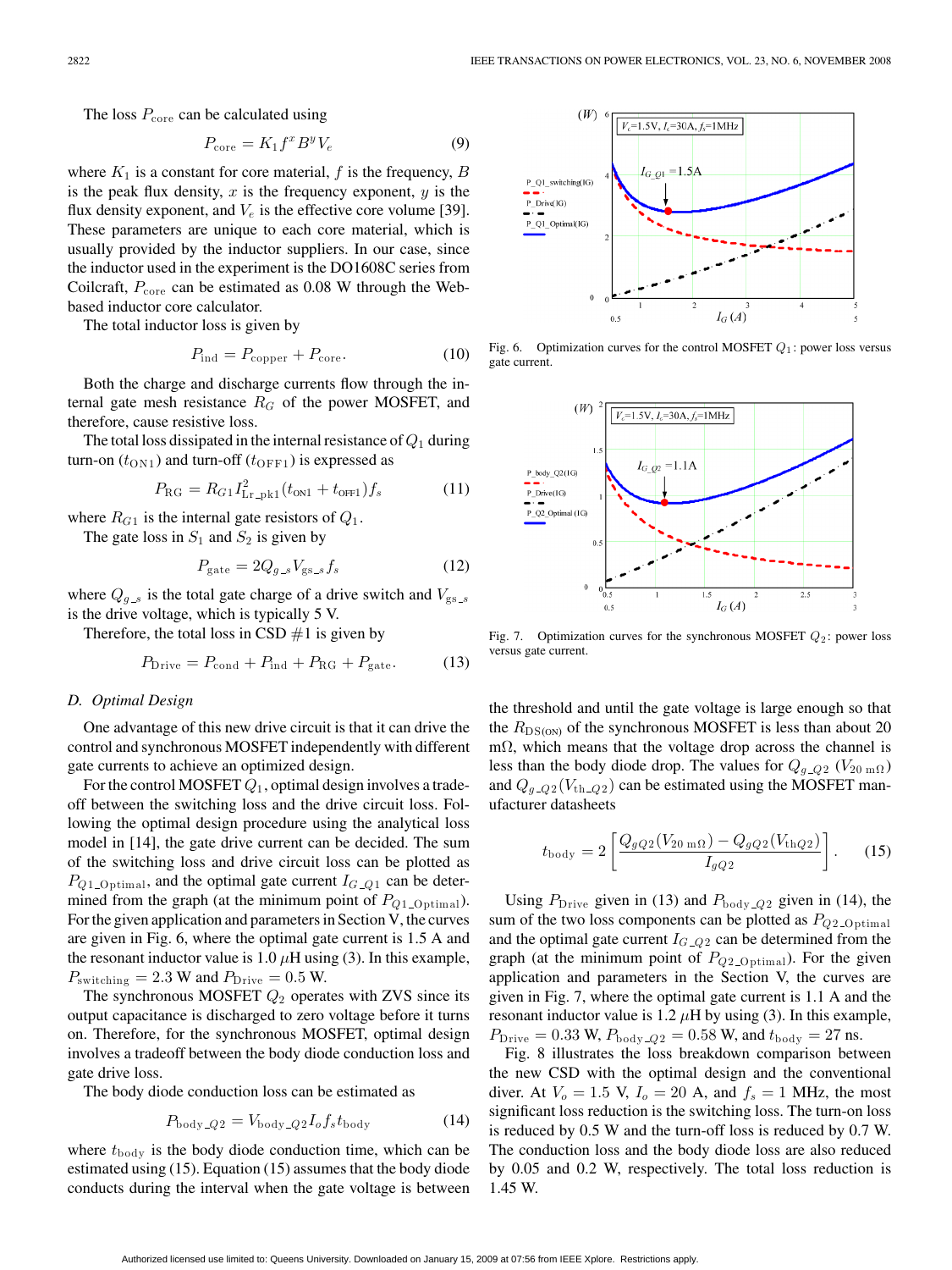The loss $P_{\rm core}$ can be calculated using

$$P_{\rm core} = K_1 f^x B^y V_e \tag{9}$$

where $K_1$ is a constant for core material, $f$ is the frequency, $B$ is the peak flux density, $x$ is the frequency exponent, $y$ is the flux density exponent, and $V_e$ is the effective core volume [39]. These parameters are unique to each core material, which is usually provided by the inductor suppliers. In our case, since the inductor used in the experiment is the DO1608C series from Coilcraft, $P_{\rm core}$ can be estimated as 0.08 W through the Web-based inductor core calculator.

The total inductor loss is given by

$$P_{\rm ind} = P_{\rm copper} + P_{\rm core}. \tag{10}$$

Both the charge and discharge currents flow through the internal gate mesh resistance $R_G$ of the power MOSFET, and therefore, cause resistive loss.

The total loss dissipated in the internal resistance of $Q_1$ during turn-on ($t_{\rm ON1}$) and turn-off ($t_{\rm OFF1}$) is expressed as

$$P_{\rm RG} = R_{G1} I_{\rm Lr\_pk1}^2 (t_{\rm ON1} + t_{\rm OFF1}) f_s \tag{11}$$

where $R_{G1}$ is the internal gate resistors of $Q_1$.

The gate loss in $S_1$ and $S_2$ is given by

$$P_{\rm gate} = 2 Q_{g\_s} V_{{\rm gs}\_s} f_s \tag{12}$$

where $Q_{g\_s}$ is the total gate charge of a drive switch and $V_{{\rm gs}\_s}$ is the drive voltage, which is typically 5 V.

Therefore, the total loss in CSD #1 is given by

$$P_{\rm Drive} = P_{\rm cond} + P_{\rm ind} + P_{\rm RG} + P_{\rm gate}. \tag{13}$$

### D. Optimal Design

One advantage of this new drive circuit is that it can drive the control and synchronous MOSFET independently with different gate currents to achieve an optimized design.

For the control MOSFET $Q_1$, optimal design involves a tradeoff between the switching loss and the drive circuit loss. Following the optimal design procedure using the analytical loss model in [14], the gate drive current can be decided. The sum of the switching loss and drive circuit loss can be plotted as $P_{Q1\_{\rm Optimal}}$, and the optimal gate current $I_{G\_Q1}$ can be determined from the graph (at the minimum point of $P_{Q1\_{\rm Optimal}}$). For the given application and parameters in Section V, the curves are given in Fig. 6, where the optimal gate current is 1.5 A and the resonant inductor value is 1.0 $\mu$H using (3). In this example, $P_{\rm switching} = 2.3$ W and $P_{\rm Drive} = 0.5$ W.

The synchronous MOSFET $Q_2$ operates with ZVS since its output capacitance is discharged to zero voltage before it turns on. Therefore, for the synchronous MOSFET, optimal design involves a tradeoff between the body diode conduction loss and gate drive loss.

The body diode conduction loss can be estimated as

$$P_{{\rm body}\_Q2} = V_{{\rm body}\_Q2} I_o f_s t_{\rm body} \tag{14}$$

where $t_{\rm body}$ is the body diode conduction time, which can be estimated using (15). Equation (15) assumes that the body diode conducts during the interval when the gate voltage is between the threshold and until the gate voltage is large enough so that the $R_{\rm DS(on)}$ of the synchronous MOSFET is less than about 20 m$\Omega$, which means that the voltage drop across the channel is less than the body diode drop. The values for $Q_{g\_Q2}$ ($V_{20\ {\rm m}\Omega}$) and $Q_{g\_Q2}(V_{{\rm th}\_Q2})$ can be estimated using the MOSFET manufacturer datasheets

$$t_{\rm body} = 2\left[\frac{Q_{gQ2}(V_{20\ {\rm m}\Omega}) - Q_{gQ2}(V_{{\rm th}Q2})}{I_{gQ2}}\right]. \tag{15}$$

Using $P_{\rm Drive}$ given in (13) and $P_{{\rm body}\_Q2}$ given in (14), the sum of the two loss components can be plotted as $P_{Q2\_{\rm Optimal}}$ and the optimal gate current $I_{G\_Q2}$ can be determined from the graph (at the minimum point of $P_{Q2\_{\rm Optimal}}$). For the given application and parameters in the Section V, the curves are given in Fig. 7, where the optimal gate current is 1.1 A and the resonant inductor value is 1.2 $\mu$H by using (3). In this example, $P_{\rm Drive} = 0.33$ W, $P_{{\rm body}\_Q2} = 0.58$ W, and $t_{\rm body} = 27$ ns.

Fig. 8 illustrates the loss breakdown comparison between the new CSD with the optimal design and the conventional diver. At $V_o = 1.5$ V, $I_o = 20$ A, and $f_s = 1$ MHz, the most significant loss reduction is the switching loss. The turn-on loss is reduced by 0.5 W and the turn-off loss is reduced by 0.7 W. The conduction loss and the body diode loss are also reduced by 0.05 and 0.2 W, respectively. The total loss reduction is 1.45 W.

Fig. 6. Optimization curves for the control MOSFET $Q_1$: power loss versus gate current.

Fig. 7. Optimization curves for the synchronous MOSFET $Q_2$: power loss versus gate current.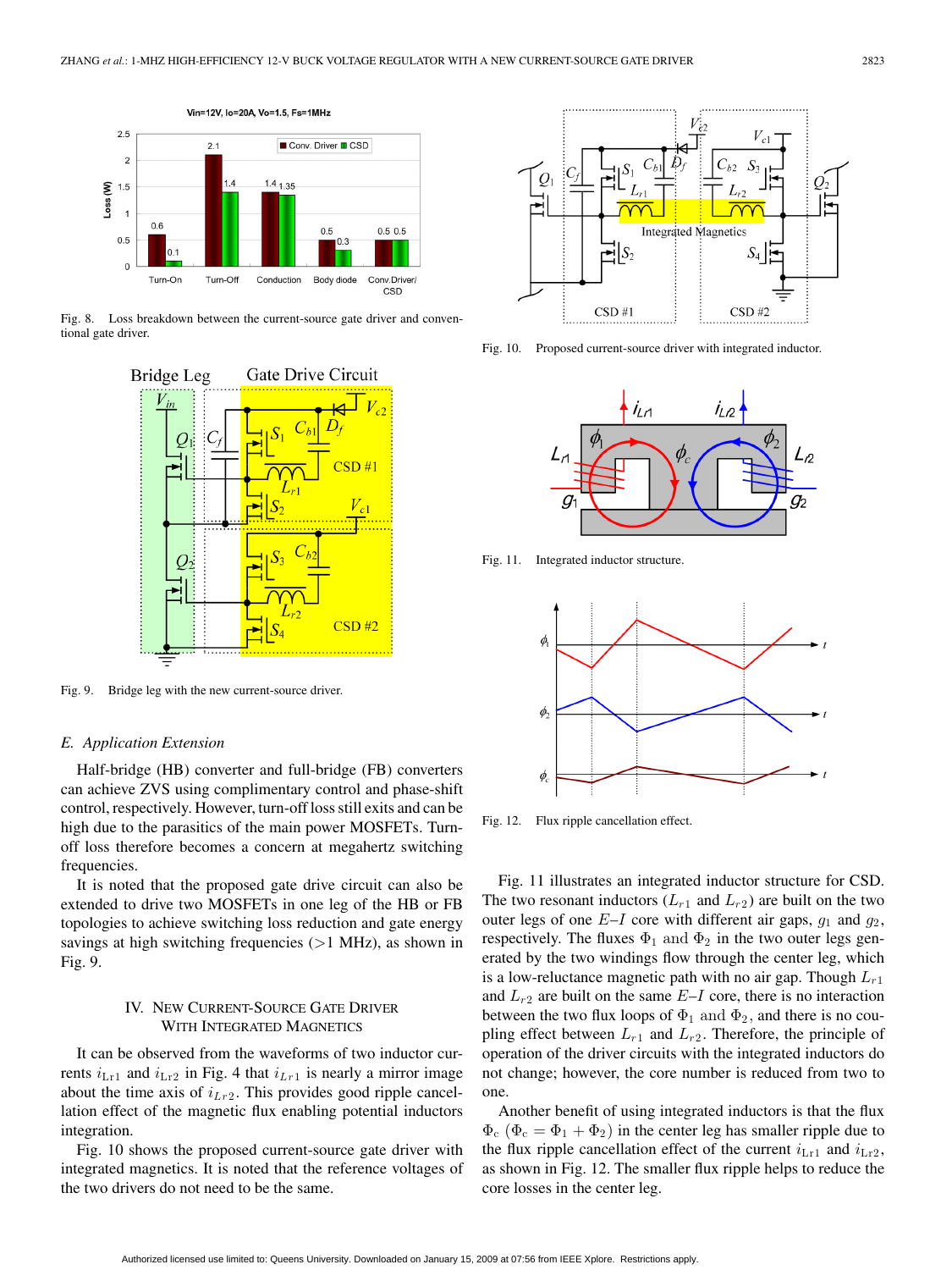Fig. 8. Loss breakdown between the current-source gate driver and conventional gate driver.

Fig. 9. Bridge leg with the new current-source driver.

### E. Application Extension

Half-bridge (HB) converter and full-bridge (FB) converters can achieve ZVS using complimentary control and phase-shift control, respectively. However, turn-off loss still exits and can be high due to the parasitics of the main power MOSFETs. Turn-off loss therefore becomes a concern at megahertz switching frequencies.

It is noted that the proposed gate drive circuit can also be extended to drive two MOSFETs in one leg of the HB or FB topologies to achieve switching loss reduction and gate energy savings at high switching frequencies (>1 MHz), as shown in Fig. 9.

## IV. New Current-Source Gate Driver With Integrated Magnetics

It can be observed from the waveforms of two inductor currents $i_{\mathrm{Lr1}}$ and $i_{\mathrm{Lr2}}$ in Fig. 4 that $i_{Lr1}$ is nearly a mirror image about the time axis of $i_{Lr2}$. This provides good ripple cancellation effect of the magnetic flux enabling potential inductors integration.

Fig. 10 shows the proposed current-source gate driver with integrated magnetics. It is noted that the reference voltages of the two drivers do not need to be the same.

Fig. 10. Proposed current-source driver with integrated inductor.

Fig. 11. Integrated inductor structure.

Fig. 12. Flux ripple cancellation effect.

Fig. 11 illustrates an integrated inductor structure for CSD. The two resonant inductors ($L_{r1}$ and $L_{r2}$) are built on the two outer legs of one $E$–$I$ core with different air gaps, $g_1$ and $g_2$, respectively. The fluxes $\Phi_1$ and $\Phi_2$ in the two outer legs generated by the two windings flow through the center leg, which is a low-reluctance magnetic path with no air gap. Though $L_{r1}$ and $L_{r2}$ are built on the same $E$–$I$ core, there is no interaction between the two flux loops of $\Phi_1$ and $\Phi_2$, and there is no coupling effect between $L_{r1}$ and $L_{r2}$. Therefore, the principle of operation of the driver circuits with the integrated inductors do not change; however, the core number is reduced from two to one.

Another benefit of using integrated inductors is that the flux $\Phi_c$ ($\Phi_c = \Phi_1 + \Phi_2$) in the center leg has smaller ripple due to the flux ripple cancellation effect of the current $i_{\mathrm{Lr1}}$ and $i_{\mathrm{Lr2}}$, as shown in Fig. 12. The smaller flux ripple helps to reduce the core losses in the center leg.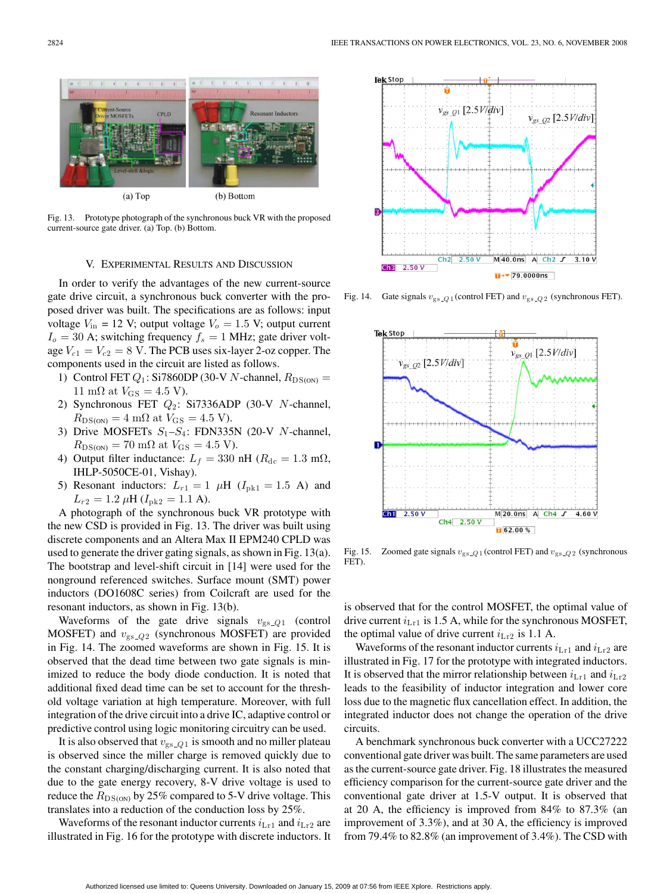Fig. 13. Prototype photograph of the synchronous buck VR with the proposed current-source gate driver. (a) Top. (b) Bottom.

## V. Experimental Results and Discussion

In order to verify the advantages of the new current-source gate drive circuit, a synchronous buck converter with the proposed driver was built. The specifications are as follows: input voltage $V_{\rm in}$ = 12 V; output voltage $V_o$ = 1.5 V; output current $I_o$ = 30 A; switching frequency $f_s$ = 1 MHz; gate driver voltage $V_{c1} = V_{c2}$ = 8 V. The PCB uses six-layer 2-oz copper. The components used in the circuit are listed as follows.

1) Control FET $Q_1$: Si7860DP (30-V $N$-channel, $R_{\rm DS(ON)}$ = 11 m$\Omega$ at $V_{\rm GS}$ = 4.5 V).
2) Synchronous FET $Q_2$: Si7336ADP (30-V $N$-channel, $R_{\rm DS(ON)}$ = 4 m$\Omega$ at $V_{\rm GS}$ = 4.5 V).
3) Drive MOSFETs $S_1$–$S_4$: FDN335N (20-V $N$-channel, $R_{\rm DS(ON)}$ = 70 m$\Omega$ at $V_{\rm GS}$ = 4.5 V).
4) Output filter inductance: $L_f$ = 330 nH ($R_{\rm dc}$ = 1.3 m$\Omega$, IHLP-5050CE-01, Vishay).
5) Resonant inductors: $L_{r1}$ = 1 $\mu$H ($I_{\rm pk1}$ = 1.5 A) and $L_{r2}$ = 1.2 $\mu$H ($I_{\rm pk2}$ = 1.1 A).

A photograph of the synchronous buck VR prototype with the new CSD is provided in Fig. 13. The driver was built using discrete components and an Altera Max II EPM240 CPLD was used to generate the driver gating signals, as shown in Fig. 13(a). The bootstrap and level-shift circuit in [14] were used for the nonground referenced switches. Surface mount (SMT) power inductors (DO1608C series) from Coilcraft are used for the resonant inductors, as shown in Fig. 13(b).

Waveforms of the gate drive signals $v_{{\rm gs}\_Q1}$ (control MOSFET) and $v_{{\rm gs}\_Q2}$ (synchronous MOSFET) are provided in Fig. 14. The zoomed waveforms are shown in Fig. 15. It is observed that the dead time between two gate signals is minimized to reduce the body diode conduction. It is noted that additional fixed dead time can be set to account for the threshold voltage variation at high temperature. Moreover, with full integration of the drive circuit into a drive IC, adaptive control or predictive control using logic monitoring circuitry can be used.

It is also observed that $v_{{\rm gs}\_Q1}$ is smooth and no miller plateau is observed since the miller charge is removed quickly due to the constant charging/discharging current. It is also noted that due to the gate energy recovery, 8-V drive voltage is used to reduce the $R_{\rm DS(ON)}$ by 25% compared to 5-V drive voltage. This translates into a reduction of the conduction loss by 25%.

Waveforms of the resonant inductor currents $i_{\rm Lr1}$ and $i_{\rm Lr2}$ are illustrated in Fig. 16 for the prototype with discrete inductors. It is observed that for the control MOSFET, the optimal value of drive current $i_{\rm Lr1}$ is 1.5 A, while for the synchronous MOSFET, the optimal value of drive current $i_{\rm Lr2}$ is 1.1 A.

Fig. 14. Gate signals $v_{{\rm gs}\_Q1}$ (control FET) and $v_{{\rm gs}\_Q2}$ (synchronous FET).

Fig. 15. Zoomed gate signals $v_{{\rm gs}\_Q1}$ (control FET) and $v_{{\rm gs}\_Q2}$ (synchronous FET).

Waveforms of the resonant inductor currents $i_{\rm Lr1}$ and $i_{\rm Lr2}$ are illustrated in Fig. 17 for the prototype with integrated inductors. It is observed that the mirror relationship between $i_{\rm Lr1}$ and $i_{\rm Lr2}$ leads to the feasibility of inductor integration and lower core loss due to the magnetic flux cancellation effect. In addition, the integrated inductor does not change the operation of the drive circuits.

A benchmark synchronous buck converter with a UCC27222 conventional gate driver was built. The same parameters are used as the current-source gate driver. Fig. 18 illustrates the measured efficiency comparison for the current-source gate driver and the conventional gate driver at 1.5-V output. It is observed that at 20 A, the efficiency is improved from 84% to 87.3% (an improvement of 3.3%), and at 30 A, the efficiency is improved from 79.4% to 82.8% (an improvement of 3.4%). The CSD with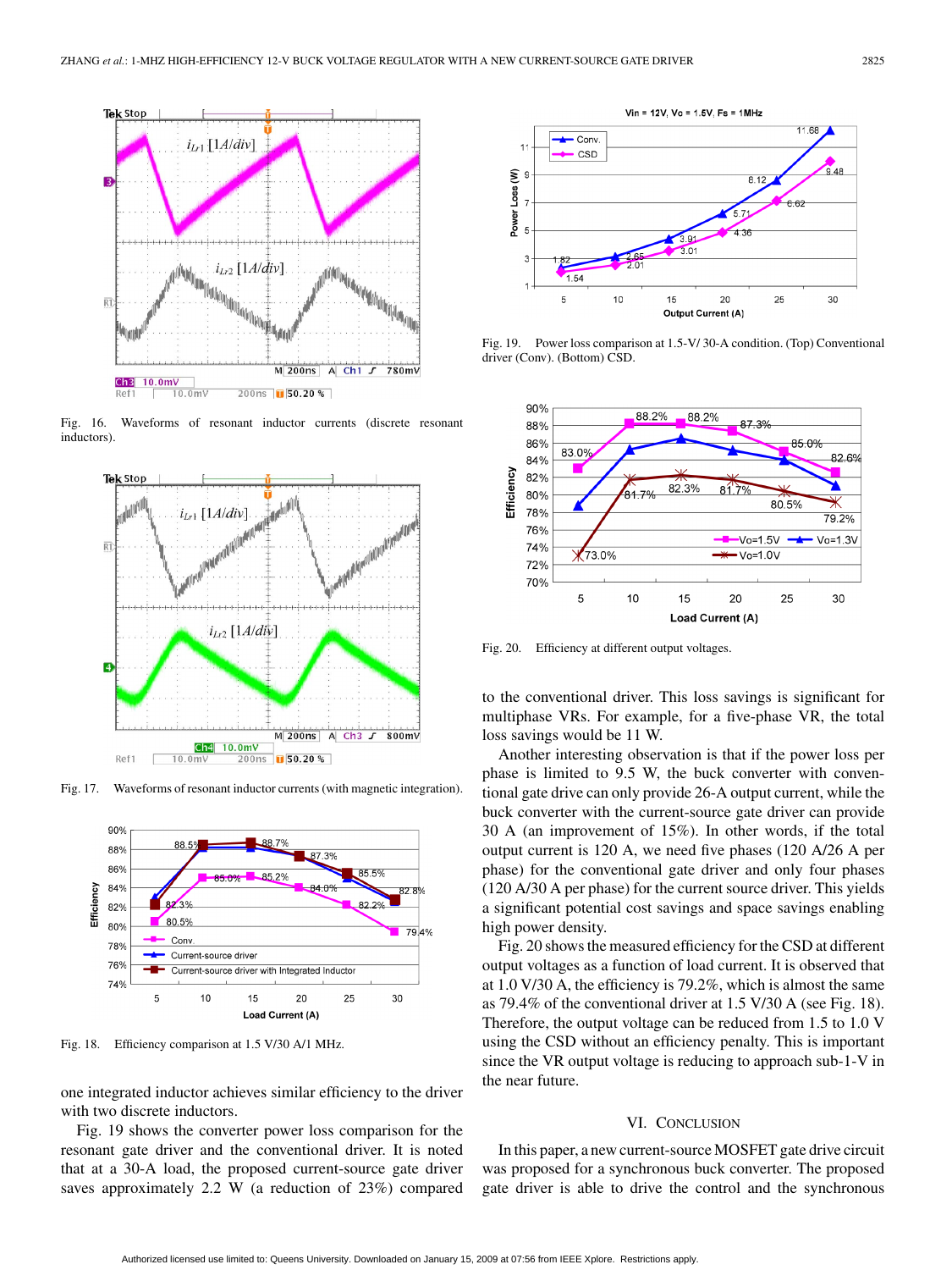Fig. 16. Waveforms of resonant inductor currents (discrete resonant inductors).

Fig. 17. Waveforms of resonant inductor currents (with magnetic integration).

Fig. 18. Efficiency comparison at 1.5 V/30 A/1 MHz.

one integrated inductor achieves similar efficiency to the driver with two discrete inductors.

Fig. 19 shows the converter power loss comparison for the resonant gate driver and the conventional driver. It is noted that at a 30-A load, the proposed current-source gate driver saves approximately 2.2 W (a reduction of 23%) compared to the conventional driver. This loss savings is significant for multiphase VRs. For example, for a five-phase VR, the total loss savings would be 11 W.

Fig. 19. Power loss comparison at 1.5-V/ 30-A condition. (Top) Conventional driver (Conv). (Bottom) CSD.

Fig. 20. Efficiency at different output voltages.

Another interesting observation is that if the power loss per phase is limited to 9.5 W, the buck converter with conventional gate drive can only provide 26-A output current, while the buck converter with the current-source gate driver can provide 30 A (an improvement of 15%). In other words, if the total output current is 120 A, we need five phases (120 A/26 A per phase) for the conventional gate driver and only four phases (120 A/30 A per phase) for the current source driver. This yields a significant potential cost savings and space savings enabling high power density.

Fig. 20 shows the measured efficiency for the CSD at different output voltages as a function of load current. It is observed that at 1.0 V/30 A, the efficiency is 79.2%, which is almost the same as 79.4% of the conventional driver at 1.5 V/30 A (see Fig. 18). Therefore, the output voltage can be reduced from 1.5 to 1.0 V using the CSD without an efficiency penalty. This is important since the VR output voltage is reducing to approach sub-1-V in the near future.

## VI. Conclusion

In this paper, a new current-source MOSFET gate drive circuit was proposed for a synchronous buck converter. The proposed gate driver is able to drive the control and the synchronous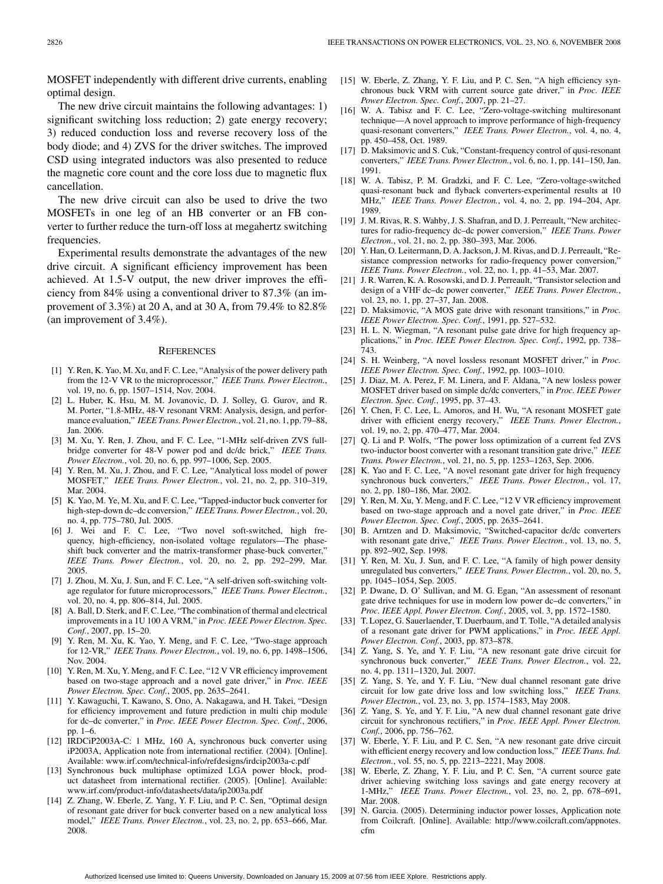MOSFET independently with different drive currents, enabling optimal design.

The new drive circuit maintains the following advantages: 1) significant switching loss reduction; 2) gate energy recovery; 3) reduced conduction loss and reverse recovery loss of the body diode; and 4) ZVS for the driver switches. The improved CSD using integrated inductors was also presented to reduce the magnetic core count and the core loss due to magnetic flux cancellation.

The new drive circuit can also be used to drive the two MOSFETs in one leg of an HB converter or an FB converter to further reduce the turn-off loss at megahertz switching frequencies.

Experimental results demonstrate the advantages of the new drive circuit. A significant efficiency improvement has been achieved. At 1.5-V output, the new driver improves the efficiency from 84% using a conventional driver to 87.3% (an improvement of 3.3%) at 20 A, and at 30 A, from 79.4% to 82.8% (an improvement of 3.4%).

## References

[1] Y. Ren, K. Yao, M. Xu, and F. C. Lee, "Analysis of the power delivery path from the 12-V VR to the microprocessor," *IEEE Trans. Power Electron.*, vol. 19, no. 6, pp. 1507–1514, Nov. 2004.

[2] L. Huber, K. Hsu, M. M. Jovanovic, D. J. Solley, G. Gurov, and R. M. Porter, "1.8-MHz, 48-V resonant VRM: Analysis, design, and performance evaluation," *IEEE Trans. Power Electron.*, vol. 21, no. 1, pp. 79–88, Jan. 2006.

[3] M. Xu, Y. Ren, J. Zhou, and F. C. Lee, "1-MHz self-driven ZVS full-bridge converter for 48-V power pod and dc/dc brick," *IEEE Trans. Power Electron.*, vol. 20, no. 6, pp. 997–1006, Sep. 2005.

[4] Y. Ren, M. Xu, J. Zhou, and F. C. Lee, "Analytical loss model of power MOSFET," *IEEE Trans. Power Electron.*, vol. 21, no. 2, pp. 310–319, Mar. 2004.

[5] K. Yao, M. Ye, M. Xu, and F. C. Lee, "Tapped-inductor buck converter for high-step-down dc–dc conversion," *IEEE Trans. Power Electron.*, vol. 20, no. 4, pp. 775–780, Jul. 2005.

[6] J. Wei and F. C. Lee, "Two novel soft-switched, high frequency, high-efficiency, non-isolated voltage regulators—The phase-shift buck converter and the matrix-transformer phase-buck converter," *IEEE Trans. Power Electron.*, vol. 20, no. 2, pp. 292–299, Mar. 2005.

[7] J. Zhou, M. Xu, J. Sun, and F. C. Lee, "A self-driven soft-switching voltage regulator for future microprocessors," *IEEE Trans. Power Electron.*, vol. 20, no. 4, pp. 806–814, Jul. 2005.

[8] A. Ball, D. Sterk, and F. C. Lee, "The combination of thermal and electrical improvements in a 1U 100 A VRM," in *Proc. IEEE Power Electron. Spec. Conf.*, 2007, pp. 15–20.

[9] Y. Ren, M. Xu, K. Yao, Y. Meng, and F. C. Lee, "Two-stage approach for 12-VR," *IEEE Trans. Power Electron.*, vol. 19, no. 6, pp. 1498–1506, Nov. 2004.

[10] Y. Ren, M. Xu, Y. Meng, and F. C. Lee, "12 V VR efficiency improvement based on two-stage approach and a novel gate driver," in *Proc. IEEE Power Electron. Spec. Conf.*, 2005, pp. 2635–2641.

[11] Y. Kawaguchi, T. Kawano, S. Ono, A. Nakagawa, and H. Takei, "Design for efficiency improvement and future prediction in multi chip module for dc–dc converter," in *Proc. IEEE Power Electron. Spec. Conf.*, 2006, pp. 1–6.

[12] IRDCiP2003A-C: 1 MHz, 160 A, synchronous buck converter using iP2003A, Application note from international rectifier. (2004). [Online]. Available: www.irf.com/technical-info/refdesigns/irdcip2003a-c.pdf

[13] Synchronous buck multiphase optimized LGA power block, product datasheet from international rectifier. (2005). [Online]. Available: www.irf.com/product-info/datasheets/data/ip2003a.pdf

[14] Z. Zhang, W. Eberle, Z. Yang, Y. F. Liu, and P. C. Sen, "Optimal design of resonant gate driver for buck converter based on a new analytical loss model," *IEEE Trans. Power Electron.*, vol. 23, no. 2, pp. 653–666, Mar. 2008.

[15] W. Eberle, Z. Zhang, Y. F. Liu, and P. C. Sen, "A high efficiency synchronous buck VRM with current source gate driver," in *Proc. IEEE Power Electron. Spec. Conf.*, 2007, pp. 21–27.

[16] W. A. Tabisz and F. C. Lee, "Zero-voltage-switching multiresonant technique—A novel approach to improve performance of high-frequency quasi-resonant converters," *IEEE Trans. Power Electron.*, vol. 4, no. 4, pp. 450–458, Oct. 1989.

[17] D. Maksimovic and S. Cuk, "Constant-frequency control of qusi-resonant converters," *IEEE Trans. Power Electron.*, vol. 6, no. 1, pp. 141–150, Jan. 1991.

[18] W. A. Tabisz, P. M. Gradzki, and F. C. Lee, "Zero-voltage-switched quasi-resonant buck and flyback converters-experimental results at 10 MHz," *IEEE Trans. Power Electron.*, vol. 4, no. 2, pp. 194–204, Apr. 1989.

[19] J. M. Rivas, R. S. Wahby, J. S. Shafran, and D. J. Perreault, "New architectures for radio-frequency dc–dc power conversion," *IEEE Trans. Power Electron.*, vol. 21, no. 2, pp. 380–393, Mar. 2006.

[20] Y. Han, O. Leitermann, D. A. Jackson, J. M. Rivas, and D. J. Perreault, "Resistance compression networks for radio-frequency power conversion," *IEEE Trans. Power Electron.*, vol. 22, no. 1, pp. 41–53, Mar. 2007.

[21] J. R. Warren, K. A. Rosowski, and D. J. Perreault, "Transistor selection and design of a VHF dc–dc power converter," *IEEE Trans. Power Electron.*, vol. 23, no. 1, pp. 27–37, Jan. 2008.

[22] D. Maksimovic, "A MOS gate drive with resonant transitions," in *Proc. IEEE Power Electron. Spec. Conf.*, 1991, pp. 527–532.

[23] H. L. N. Wiegman, "A resonant pulse gate drive for high frequency applications," in *Proc. IEEE Power Electron. Spec. Conf.*, 1992, pp. 738–743.

[24] S. H. Weinberg, "A novel lossless resonant MOSFET driver," in *Proc. IEEE Power Electron. Spec. Conf.*, 1992, pp. 1003–1010.

[25] J. Diaz, M. A. Perez, F. M. Linera, and F. Aldana, "A new lossless power MOSFET driver based on simple dc/dc converters," in *Proc. IEEE Power Electron. Spec. Conf.*, 1995, pp. 37–43.

[26] Y. Chen, F. C. Lee, L. Amoros, and H. Wu, "A resonant MOSFET gate driver with efficient energy recovery," *IEEE Trans. Power Electron.*, vol. 19, no. 2, pp. 470–477, Mar. 2004.

[27] Q. Li and P. Wolfs, "The power loss optimization of a current fed ZVS two-inductor boost converter with a resonant transition gate drive," *IEEE Trans. Power Electron.*, vol. 21, no. 5, pp. 1253–1263, Sep. 2006.

[28] K. Yao and F. C. Lee, "A novel resonant gate driver for high frequency synchronous buck converters," *IEEE Trans. Power Electron.*, vol. 17, no. 2, pp. 180–186, Mar. 2002.

[29] Y. Ren, M. Xu, Y. Meng, and F. C. Lee, "12 V VR efficiency improvement based on two-stage approach and a novel gate driver," in *Proc. IEEE Power Electron. Spec. Conf.*, 2005, pp. 2635–2641.

[30] B. Arntzen and D. Maksimovic, "Switched-capacitor dc/dc converters with resonant gate drive," *IEEE Trans. Power Electron.*, vol. 13, no. 5, pp. 892–902, Sep. 1998.

[31] Y. Ren, M. Xu, J. Sun, and F. C. Lee, "A family of high power density unregulated bus converters," *IEEE Trans. Power Electron.*, vol. 20, no. 5, pp. 1045–1054, Sep. 2005.

[32] P. Dwane, D. O' Sullivan, and M. G. Egan, "An assessment of resonant gate drive techniques for use in modern low power dc–dc converters," in *Proc. IEEE Appl. Power Electron. Conf.*, 2005, vol. 3, pp. 1572–1580.

[33] T. Lopez, G. Sauerlaender, T. Duerbaum, and T. Tolle, "A detailed analysis of a resonant gate driver for PWM applications," in *Proc. IEEE Appl. Power Electron. Conf.*, 2003, pp. 873–878.

[34] Z. Yang, S. Ye, and Y. F. Liu, "A new resonant gate drive circuit for synchronous buck converter," *IEEE Trans. Power Electron.*, vol. 22, no. 4, pp. 1311–1320, Jul. 2007.

[35] Z. Yang, S. Ye, and Y. F. Liu, "New dual channel resonant gate drive circuit for low gate drive loss and low switching loss," *IEEE Trans. Power Electron.*, vol. 23, no. 3, pp. 1574–1583, May 2008.

[36] Z. Yang, S. Ye, and Y. F. Liu, "A new dual channel resonant gate drive circuit for synchronous rectifiers," in *Proc. IEEE Appl. Power Electron. Conf.*, 2006, pp. 756–762.

[37] W. Eberle, Y. F. Liu, and P. C. Sen, "A new resonant gate drive circuit with efficient energy recovery and low conduction loss," *IEEE Trans. Ind. Electron.*, vol. 55, no. 5, pp. 2213–2221, May 2008.

[38] W. Eberle, Z. Zhang, Y. F. Liu, and P. C. Sen, "A current source gate driver achieving switching loss savings and gate energy recovery at 1-MHz," *IEEE Trans. Power Electron.*, vol. 23, no. 2, pp. 678–691, Mar. 2008.

[39] N. Garcia. (2005). Determining inductor power losses, Application note from Coilcraft. [Online]. Available: http://www.coilcraft.com/appnotes.cfm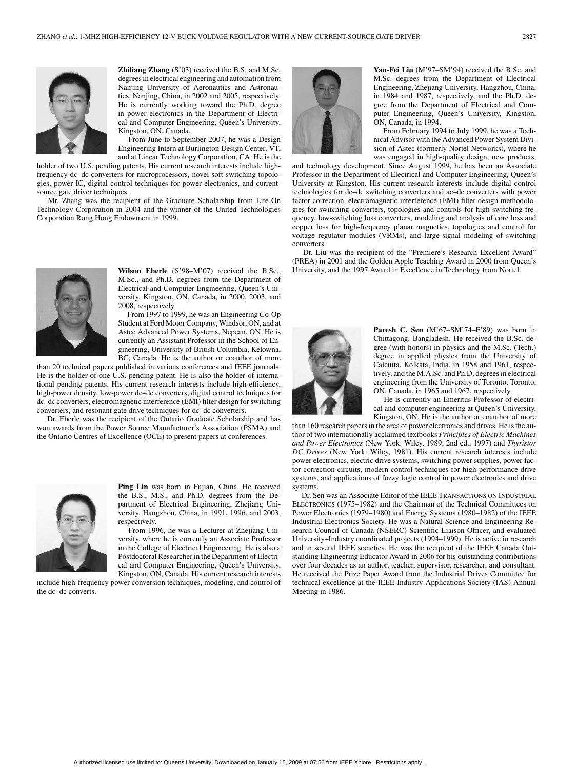**Zhiliang Zhang** (S'03) received the B.S. and M.Sc. degrees in electrical engineering and automation from Nanjing University of Aeronautics and Astronautics, Nanjing, China, in 2002 and 2005, respectively. He is currently working toward the Ph.D. degree in power electronics in the Department of Electrical and Computer Engineering, Queen's University, Kingston, ON, Canada.

From June to September 2007, he was a Design Engineering Intern at Burlington Design Center, VT, and at Linear Technology Corporation, CA. He is the holder of two U.S. pending patents. His current research interests include high-frequency dc–dc converters for microprocessors, novel soft-switching topologies, power IC, digital control techniques for power electronics, and current-source gate driver techniques.

Mr. Zhang was the recipient of the Graduate Scholarship from Lite-On Technology Corporation in 2004 and the winner of the United Technologies Corporation Rong Hong Endowment in 1999.

**Wilson Eberle** (S'98–M'07) received the B.Sc., M.Sc., and Ph.D. degrees from the Department of Electrical and Computer Engineering, Queen's University, Kingston, ON, Canada, in 2000, 2003, and 2008, respectively.

From 1997 to 1999, he was an Engineering Co-Op Student at Ford Motor Company, Windsor, ON, and at Astec Advanced Power Systems, Nepean, ON. He is currently an Assistant Professor in the School of Engineering, University of British Columbia, Kelowna, BC, Canada. He is the author or coauthor of more than 20 technical papers published in various conferences and IEEE journals. He is the holder of one U.S. pending patent. He is also the holder of international pending patents. His current research interests include high-efficiency, high-power density, low-power dc–dc converters, digital control techniques for dc–dc converters, electromagnetic interference (EMI) filter design for switching converters, and resonant gate drive techniques for dc–dc converters.

Dr. Eberle was the recipient of the Ontario Graduate Scholarship and has won awards from the Power Source Manufacturer's Association (PSMA) and the Ontario Centres of Excellence (OCE) to present papers at conferences.

**Ping Lin** was born in Fujian, China. He received the B.S., M.S., and Ph.D. degrees from the Department of Electrical Engineering, Zhejiang University, Hangzhou, China, in 1991, 1996, and 2003, respectively.

From 1996, he was a Lecturer at Zhejiang University, where he is currently an Associate Professor in the College of Electrical Engineering. He is also a Postdoctoral Researcher in the Department of Electrical and Computer Engineering, Queen's University, Kingston, ON, Canada. His current research interests include high-frequency power conversion techniques, modeling, and control of the dc–dc converts.

**Yan-Fei Liu** (M'97–SM'94) received the B.Sc. and M.Sc. degrees from the Department of Electrical Engineering, Zhejiang University, Hangzhou, China, in 1984 and 1987, respectively, and the Ph.D. degree from the Department of Electrical and Computer Engineering, Queen's University, Kingston, ON, Canada, in 1994.

From February 1994 to July 1999, he was a Technical Advisor with the Advanced Power System Division of Astec (formerly Nortel Networks), where he was engaged in high-quality design, new products, and technology development. Since August 1999, he has been an Associate Professor in the Department of Electrical and Computer Engineering, Queen's University at Kingston. His current research interests include digital control technologies for dc–dc switching converters and ac–dc converters with power factor correction, electromagnetic interference (EMI) filter design methodologies for switching converters, topologies and controls for high-switching frequency, low-switching loss converters, modeling and analysis of core loss and copper loss for high-frequency planar magnetics, topologies and control for voltage regulator modules (VRMs), and large-signal modeling of switching converters.

Dr. Liu was the recipient of the "Premiere's Research Excellent Award" (PREA) in 2001 and the Golden Apple Teaching Award in 2000 from Queen's University, and the 1997 Award in Excellence in Technology from Nortel.

**Paresh C. Sen** (M'67–SM'74–F'89) was born in Chittagong, Bangladesh. He received the B.Sc. degree (with honors) in physics and the M.Sc. (Tech.) degree in applied physics from the University of Calcutta, Kolkata, India, in 1958 and 1961, respectively, and the M.A.Sc. and Ph.D. degrees in electrical engineering from the University of Toronto, Toronto, ON, Canada, in 1965 and 1967, respectively.

He is currently an Emeritus Professor of electrical and computer engineering at Queen's University, Kingston, ON. He is the author or coauthor of more than 160 research papers in the area of power electronics and drives. He is the author of two internationally acclaimed textbooks *Principles of Electric Machines and Power Electronics* (New York: Wiley, 1989, 2nd ed., 1997) and *Thyristor DC Drives* (New York: Wiley, 1981). His current research interests include power electronics, electric drive systems, switching power supplies, power factor correction circuits, modern control techniques for high-performance drive systems, and applications of fuzzy logic control in power electronics and drive systems.

Dr. Sen was an Associate Editor of the IEEE TRANSACTIONS ON INDUSTRIAL ELECTRONICS (1975–1982) and the Chairman of the Technical Committees on Power Electronics (1979–1980) and Energy Systems (1980–1982) of the IEEE Industrial Electronics Society. He was a Natural Science and Engineering Research Council of Canada (NSERC) Scientific Liaison Officer, and evaluated University–Industry coordinated projects (1994–1999). He is active in research and in several IEEE societies. He was the recipient of the IEEE Canada Outstanding Engineering Educator Award in 2006 for his outstanding contributions over four decades as an author, teacher, supervisor, researcher, and consultant. He received the Prize Paper Award from the Industrial Drives Committee for technical excellence at the IEEE Industry Applications Society (IAS) Annual Meeting in 1986.